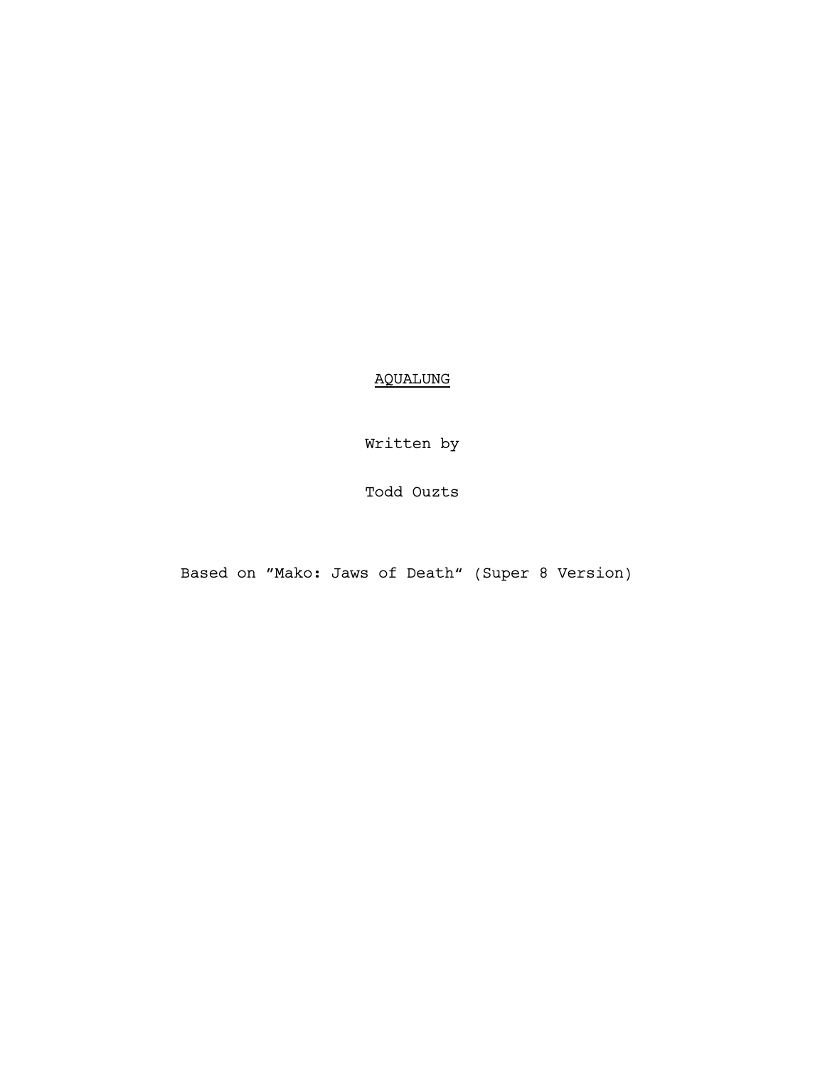# <u>AQUALUNG</u>

Written by

Todd Ouzts

Based on ”Mako: Jaws of Death“ (Super 8 Version)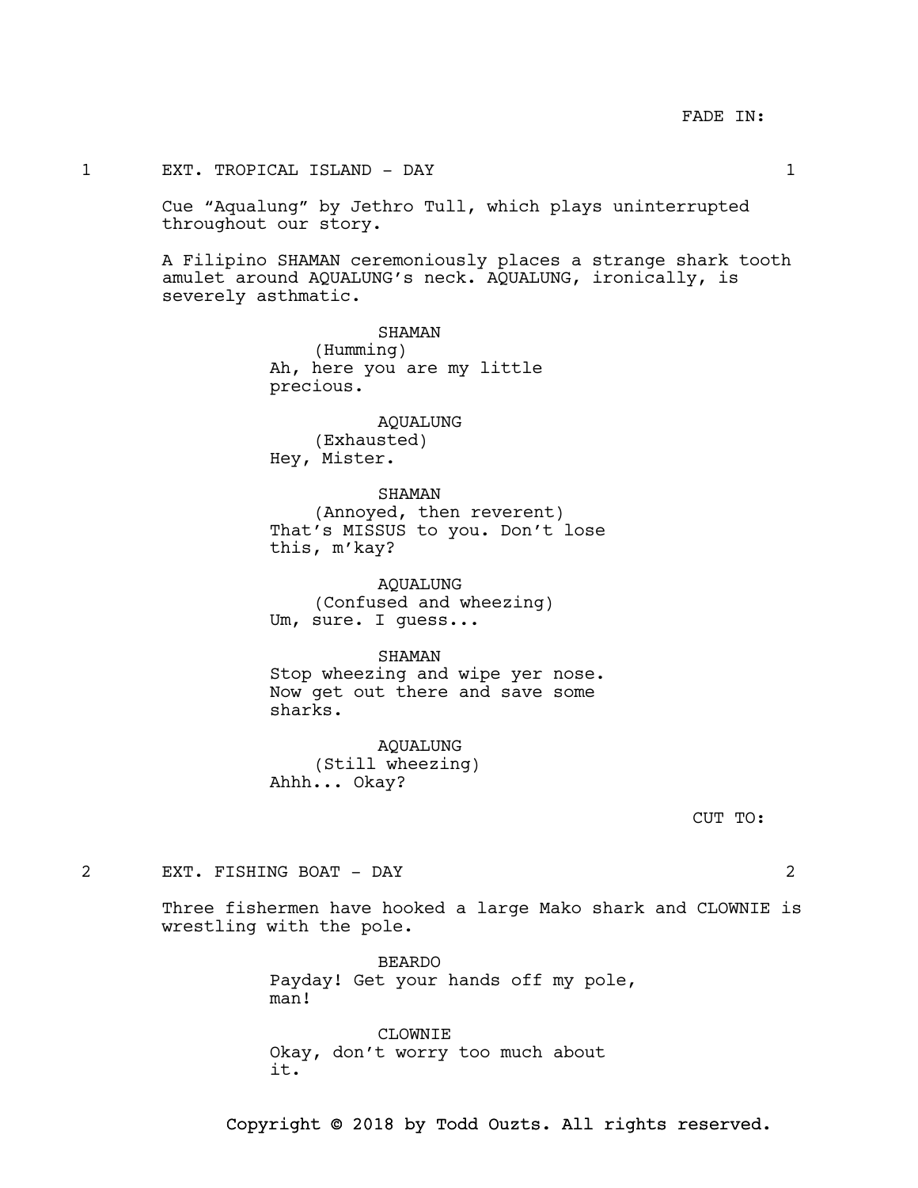FADE IN:

**1 EXT. TROPICAL ISLAND - DAY 1**

Cue “Aqualung” by Jethro Tull, which plays uninterrupted throughout our story.

A Filipino SHAMAN ceremoniously places a strange shark tooth amulet around AQUALUNG’s neck. AQUALUNG, ironically, is severely asthmatic.

SHAMAN
(Humming)
Ah, here you are my little precious.

AQUALUNG
(Exhausted)
Hey, Mister.

SHAMAN
(Annoyed, then reverent)
That’s MISSUS to you. Don’t lose this, m’kay?

AQUALUNG
(Confused and wheezing)
Um, sure. I guess...

SHAMAN
Stop wheezing and wipe yer nose. Now get out there and save some sharks.

AQUALUNG
(Still wheezing)
Ahhh... Okay?

CUT TO:

**2 EXT. FISHING BOAT - DAY 2**

Three fishermen have hooked a large Mako shark and CLOWNIE is wrestling with the pole.

BEARDO
Payday! Get your hands off my pole, man!

CLOWNIE
Okay, don’t worry too much about it.

Copyright © 2018 by Todd Ouzts. All rights reserved.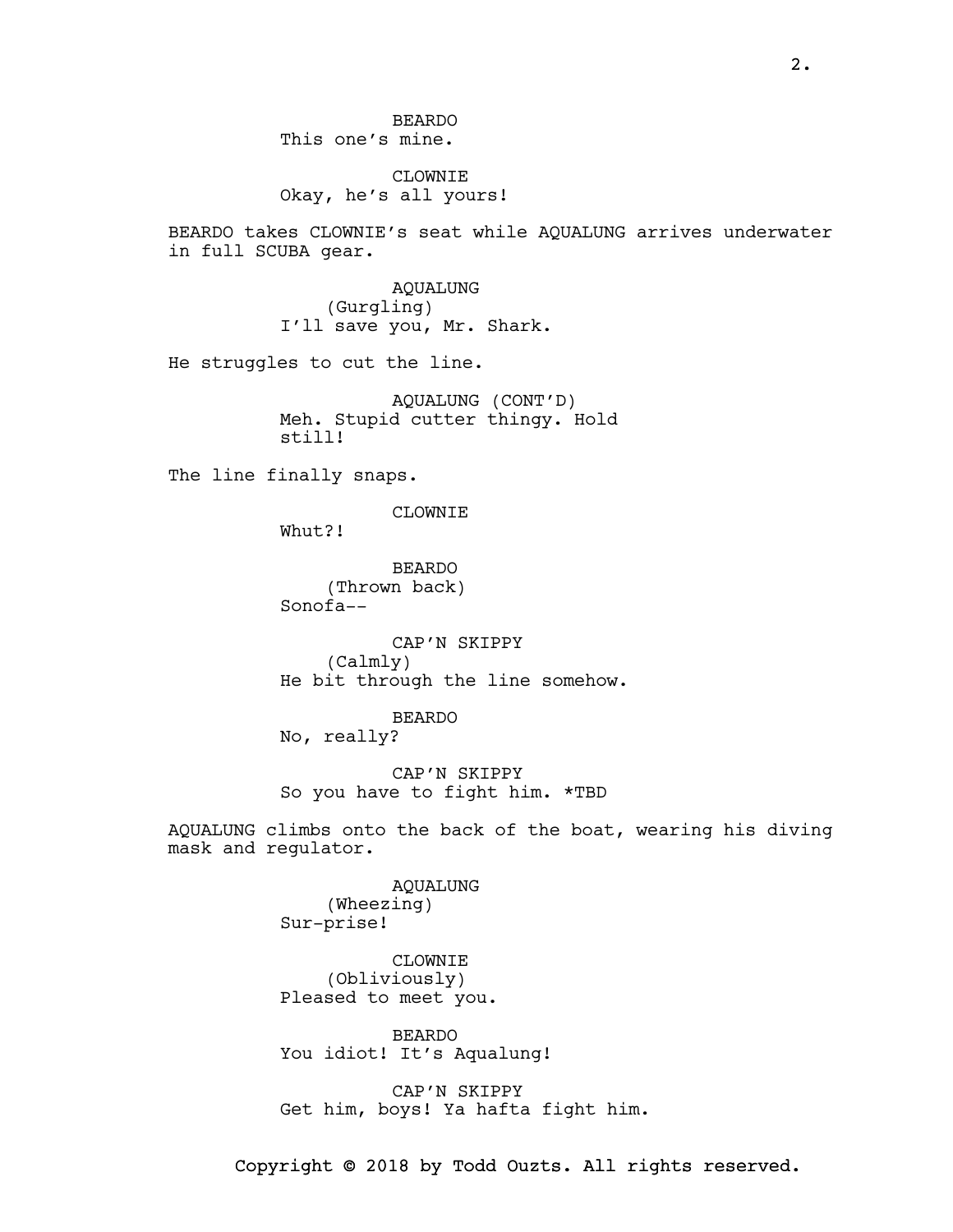BEARDO
This one's mine.

CLOWNIE
Okay, he's all yours!

BEARDO takes CLOWNIE's seat while AQUALUNG arrives underwater in full SCUBA gear.

AQUALUNG
(Gurgling)
I'll save you, Mr. Shark.

He struggles to cut the line.

AQUALUNG (CONT'D)
Meh. Stupid cutter thingy. Hold still!

The line finally snaps.

CLOWNIE
Whut?!

BEARDO
(Thrown back)
Sonofa--

CAP'N SKIPPY
(Calmly)
He bit through the line somehow.

BEARDO
No, really?

CAP'N SKIPPY
So you have to fight him. *TBD

AQUALUNG climbs onto the back of the boat, wearing his diving mask and regulator.

AQUALUNG
(Wheezing)
Sur-prise!

CLOWNIE
(Obliviously)
Pleased to meet you.

BEARDO
You idiot! It's Aqualung!

CAP'N SKIPPY
Get him, boys! Ya hafta fight him.

Copyright © 2018 by Todd Ouzts. All rights reserved.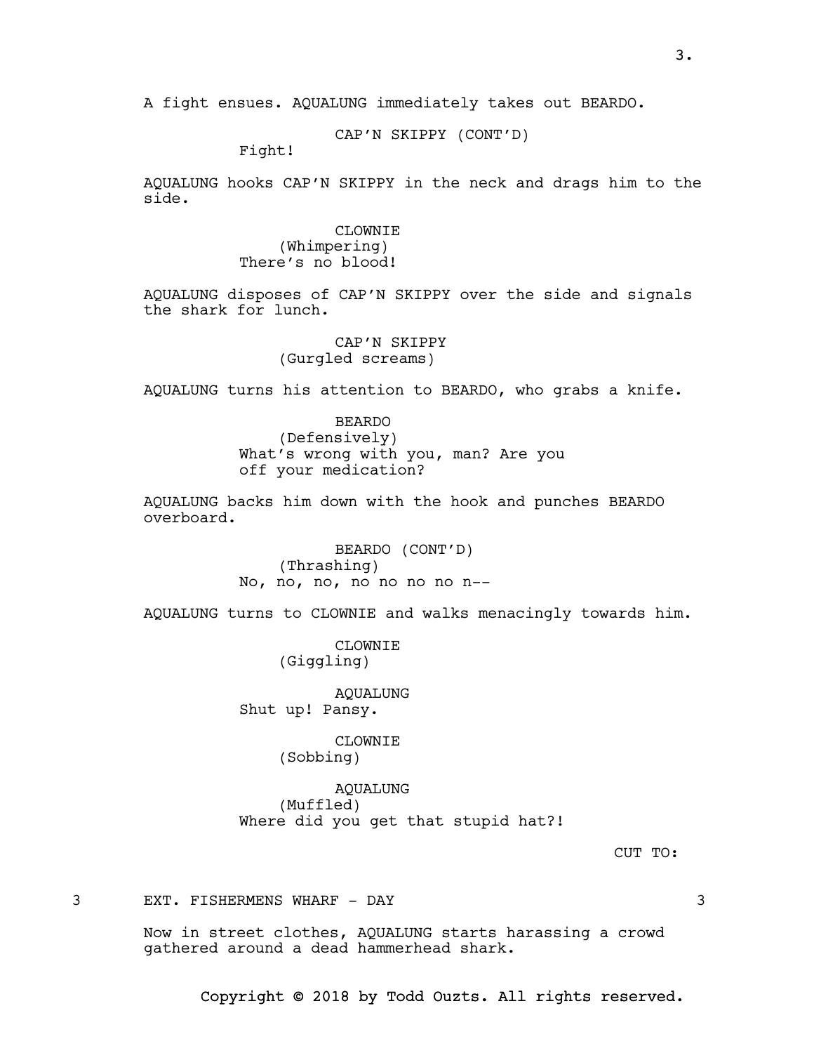A fight ensues. AQUALUNG immediately takes out BEARDO.

CAP'N SKIPPY (CONT'D)
Fight!

AQUALUNG hooks CAP'N SKIPPY in the neck and drags him to the side.

CLOWNIE
(Whimpering)
There's no blood!

AQUALUNG disposes of CAP'N SKIPPY over the side and signals the shark for lunch.

CAP'N SKIPPY
(Gurgled screams)

AQUALUNG turns his attention to BEARDO, who grabs a knife.

BEARDO
(Defensively)
What's wrong with you, man? Are you off your medication?

AQUALUNG backs him down with the hook and punches BEARDO overboard.

BEARDO (CONT'D)
(Thrashing)
No, no, no, no no no no n--

AQUALUNG turns to CLOWNIE and walks menacingly towards him.

CLOWNIE
(Giggling)

AQUALUNG
Shut up! Pansy.

CLOWNIE
(Sobbing)

AQUALUNG
(Muffled)
Where did you get that stupid hat?!

CUT TO:

3 EXT. FISHERMENS WHARF - DAY 3

Now in street clothes, AQUALUNG starts harassing a crowd gathered around a dead hammerhead shark.

Copyright © 2018 by Todd Ouzts. All rights reserved.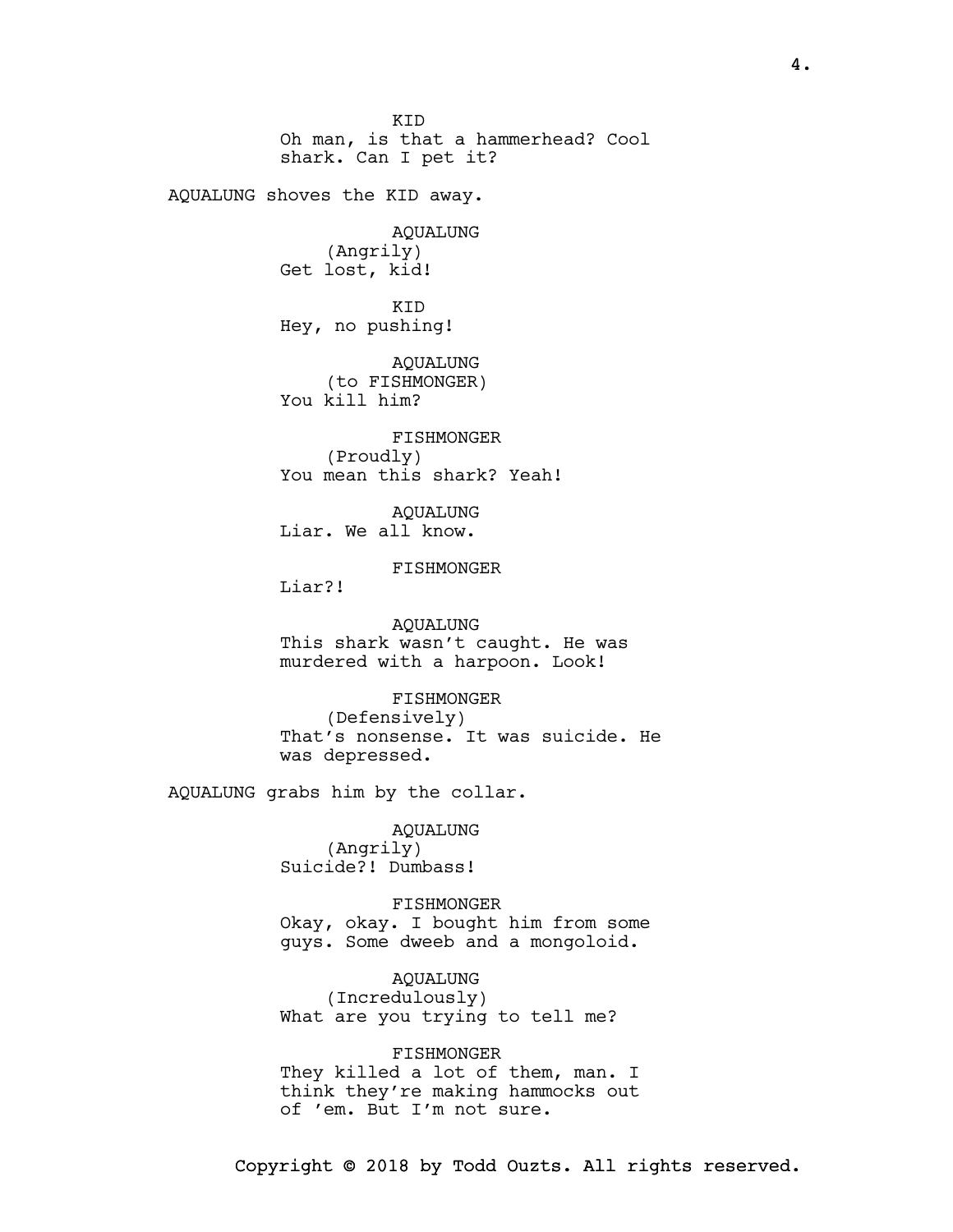KID
Oh man, is that a hammerhead? Cool shark. Can I pet it?

AQUALUNG shoves the KID away.

AQUALUNG
(Angrily)
Get lost, kid!

KID
Hey, no pushing!

AQUALUNG
(to FISHMONGER)
You kill him?

FISHMONGER
(Proudly)
You mean this shark? Yeah!

AQUALUNG
Liar. We all know.

FISHMONGER
Liar?!

AQUALUNG
This shark wasn't caught. He was murdered with a harpoon. Look!

FISHMONGER
(Defensively)
That's nonsense. It was suicide. He was depressed.

AQUALUNG grabs him by the collar.

AQUALUNG
(Angrily)
Suicide?! Dumbass!

FISHMONGER
Okay, okay. I bought him from some guys. Some dweeb and a mongoloid.

AQUALUNG
(Incredulously)
What are you trying to tell me?

FISHMONGER
They killed a lot of them, man. I think they're making hammocks out of 'em. But I'm not sure.

Copyright © 2018 by Todd Ouzts. All rights reserved.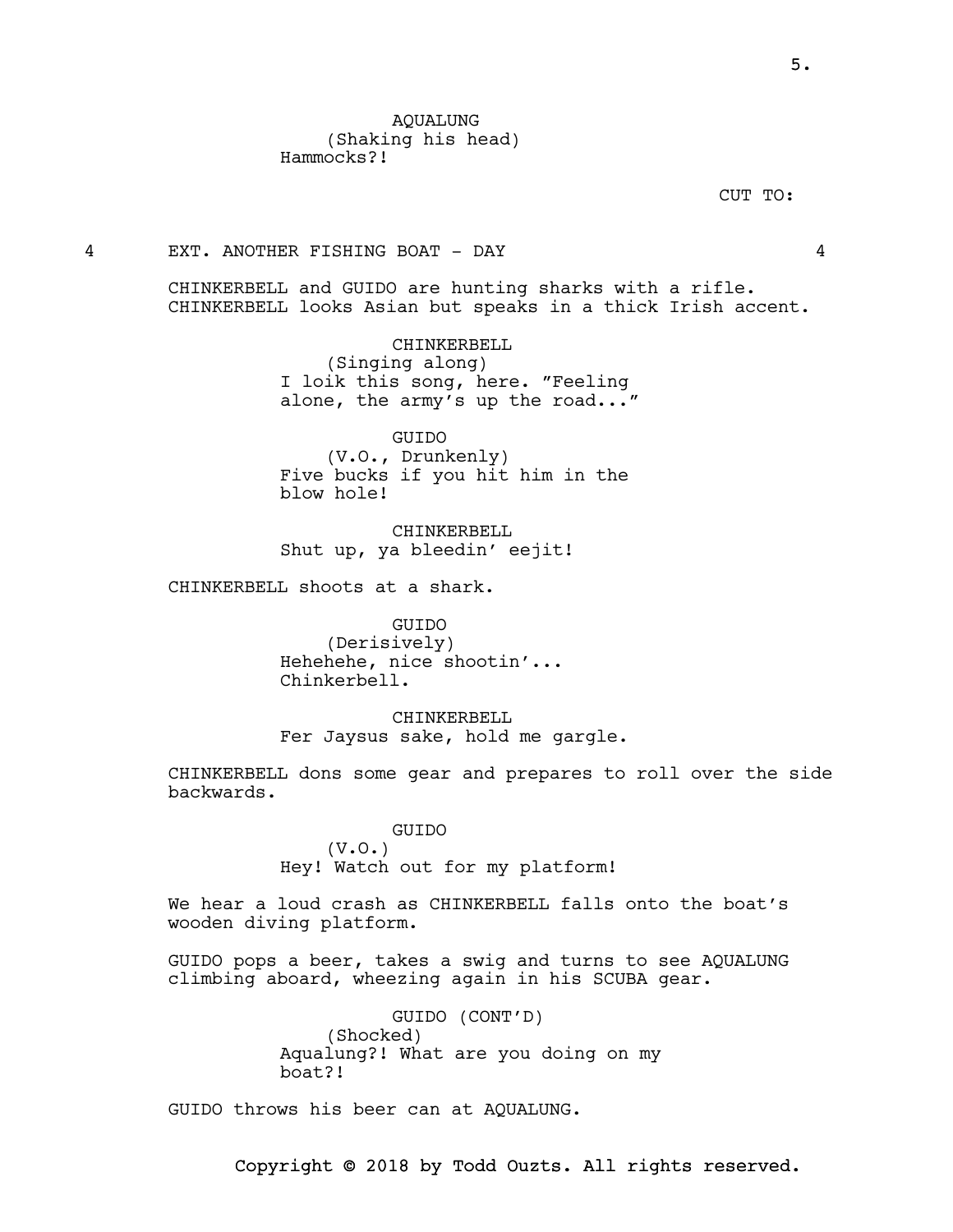AQUALUNG
(Shaking his head)
Hammocks?!

CUT TO:

4 EXT. ANOTHER FISHING BOAT - DAY 4

CHINKERBELL and GUIDO are hunting sharks with a rifle. CHINKERBELL looks Asian but speaks in a thick Irish accent.

CHINKERBELL
(Singing along)
I loik this song, here. "Feeling alone, the army's up the road..."

GUIDO
(V.O., Drunkenly)
Five bucks if you hit him in the blow hole!

CHINKERBELL
Shut up, ya bleedin' eejit!

CHINKERBELL shoots at a shark.

GUIDO
(Derisively)
Hehehehe, nice shootin'... Chinkerbell.

CHINKERBELL
Fer Jaysus sake, hold me gargle.

CHINKERBELL dons some gear and prepares to roll over the side backwards.

GUIDO
(V.O.)
Hey! Watch out for my platform!

We hear a loud crash as CHINKERBELL falls onto the boat's wooden diving platform.

GUIDO pops a beer, takes a swig and turns to see AQUALUNG climbing aboard, wheezing again in his SCUBA gear.

GUIDO (CONT'D)
(Shocked)
Aqualung?! What are you doing on my boat?!

GUIDO throws his beer can at AQUALUNG.

Copyright © 2018 by Todd Ouzts. All rights reserved.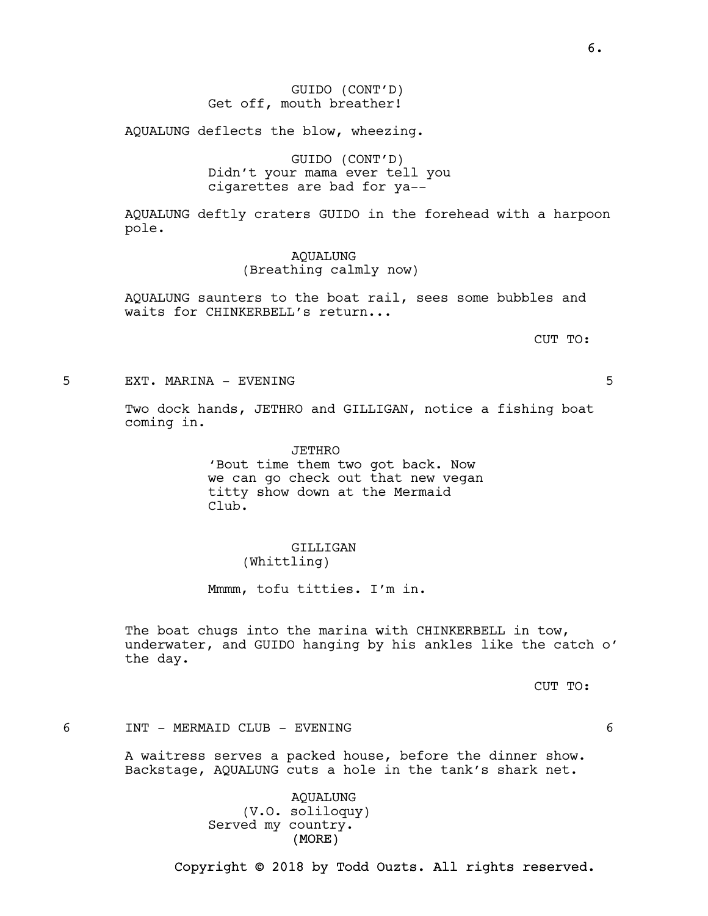GUIDO (CONT'D)
Get off, mouth breather!

AQUALUNG deflects the blow, wheezing.

GUIDO (CONT'D)
Didn't your mama ever tell you cigarettes are bad for ya--

AQUALUNG deftly craters GUIDO in the forehead with a harpoon pole.

AQUALUNG
(Breathing calmly now)

AQUALUNG saunters to the boat rail, sees some bubbles and waits for CHINKERBELL's return...

CUT TO:

5 EXT. MARINA - EVENING 5

Two dock hands, JETHRO and GILLIGAN, notice a fishing boat coming in.

JETHRO
'Bout time them two got back. Now we can go check out that new vegan titty show down at the Mermaid Club.

GILLIGAN
(Whittling)

Mmmm, tofu titties. I'm in.

The boat chugs into the marina with CHINKERBELL in tow, underwater, and GUIDO hanging by his ankles like the catch o' the day.

CUT TO:

6 INT - MERMAID CLUB - EVENING 6

A waitress serves a packed house, before the dinner show. Backstage, AQUALUNG cuts a hole in the tank's shark net.

AQUALUNG
(V.O. soliloquy)
Served my country.
(MORE)

Copyright © 2018 by Todd Ouzts. All rights reserved.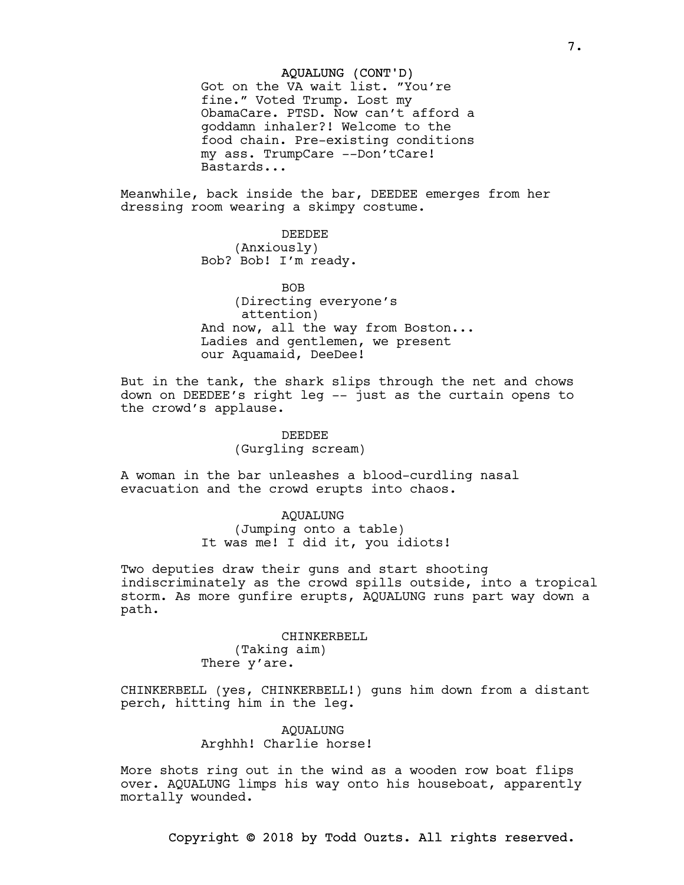AQUALUNG (CONT'D)
Got on the VA wait list. "You're fine." Voted Trump. Lost my ObamaCare. PTSD. Now can't afford a goddamn inhaler?! Welcome to the food chain. Pre-existing conditions my ass. TrumpCare --Don'tCare! Bastards...

Meanwhile, back inside the bar, DEEDEE emerges from her dressing room wearing a skimpy costume.

DEEDEE
(Anxiously)
Bob? Bob! I'm ready.

BOB
(Directing everyone's attention)
And now, all the way from Boston... Ladies and gentlemen, we present our Aquamaid, DeeDee!

But in the tank, the shark slips through the net and chows down on DEEDEE's right leg -- just as the curtain opens to the crowd's applause.

DEEDEE
(Gurgling scream)

A woman in the bar unleashes a blood-curdling nasal evacuation and the crowd erupts into chaos.

AQUALUNG
(Jumping onto a table)
It was me! I did it, you idiots!

Two deputies draw their guns and start shooting indiscriminately as the crowd spills outside, into a tropical storm. As more gunfire erupts, AQUALUNG runs part way down a path.

CHINKERBELL
(Taking aim)
There y'are.

CHINKERBELL (yes, CHINKERBELL!) guns him down from a distant perch, hitting him in the leg.

AQUALUNG
Arghhh! Charlie horse!

More shots ring out in the wind as a wooden row boat flips over. AQUALUNG limps his way onto his houseboat, apparently mortally wounded.

Copyright © 2018 by Todd Ouzts. All rights reserved.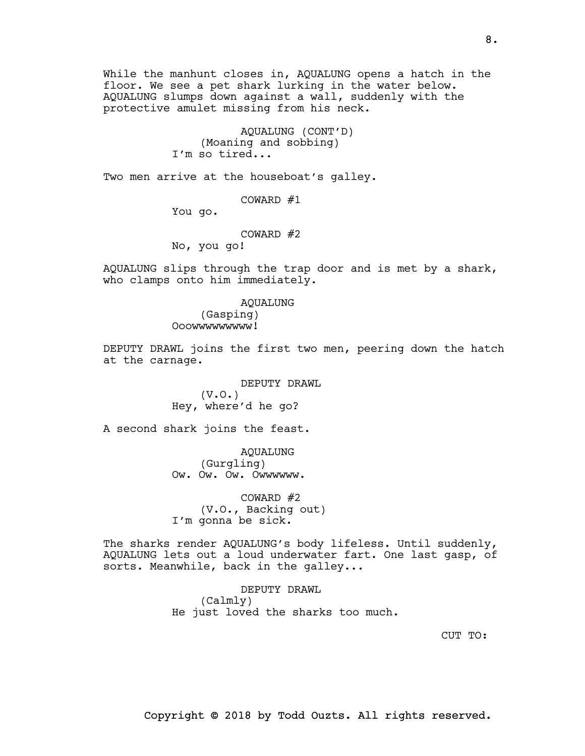While the manhunt closes in, AQUALUNG opens a hatch in the floor. We see a pet shark lurking in the water below. AQUALUNG slumps down against a wall, suddenly with the protective amulet missing from his neck.

AQUALUNG (CONT'D)
(Moaning and sobbing)
I'm so tired...

Two men arrive at the houseboat's galley.

COWARD #1
You go.

COWARD #2
No, you go!

AQUALUNG slips through the trap door and is met by a shark, who clamps onto him immediately.

AQUALUNG
(Gasping)
Ooowwwwwwwww!

DEPUTY DRAWL joins the first two men, peering down the hatch at the carnage.

DEPUTY DRAWL
(V.O.)
Hey, where'd he go?

A second shark joins the feast.

AQUALUNG
(Gurgling)
Ow. Ow. Ow. Owwwwww.

COWARD #2
(V.O., Backing out)
I'm gonna be sick.

The sharks render AQUALUNG's body lifeless. Until suddenly, AQUALUNG lets out a loud underwater fart. One last gasp, of sorts. Meanwhile, back in the galley...

DEPUTY DRAWL
(Calmly)
He just loved the sharks too much.

CUT TO:

Copyright © 2018 by Todd Ouzts. All rights reserved.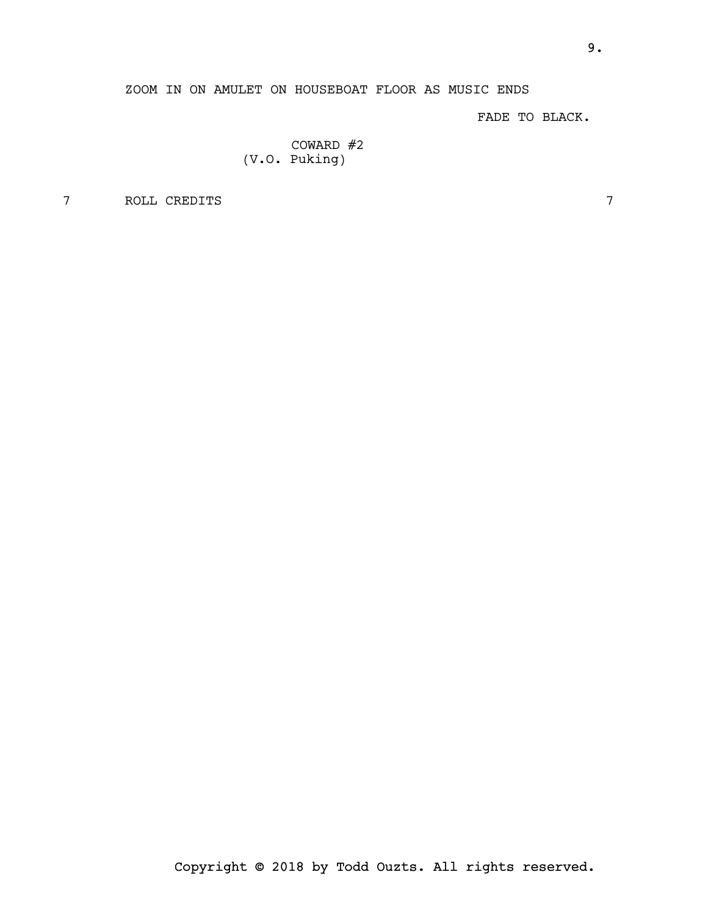ZOOM IN ON AMULET ON HOUSEBOAT FLOOR AS MUSIC ENDS

FADE TO BLACK.

COWARD #2
(V.O. Puking)

7 ROLL CREDITS 7

Copyright © 2018 by Todd Ouzts. All rights reserved.